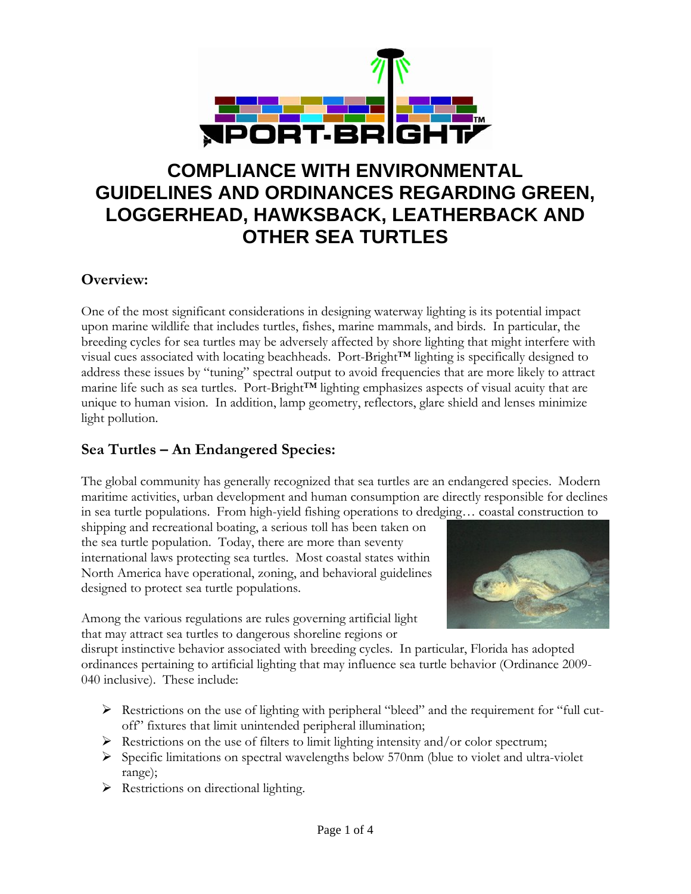# COMPLIANCE WITH ENVIRONMENTAL GUIDELINES AND ORDINANCES REGARDING GREEN, LOGGERHEAD, HAWKSBACK, LEATHERBACK AND OTHER SEA TURTLES

## Overview:

One of the most significant considerations in designing waterway lighting is its potential impact upon marine wildlife that includes turtles, fishes, marine mammals, and birds. In particular, the breeding cycles for sea turtles may be adversely affected by shore lighting that might interfere with visual cues associated with locating beachheads. Port-Bright™ lighting is specifically designed to address these issues by "tuning" spectral output to avoid frequencies that are more likely to attract marine life such as sea turtles. Port-Bright™ lighting emphasizes aspects of visual acuity that are unique to human vision. In addition, lamp geometry, reflectors, glare shield and lenses minimize light pollution.

## Sea Turtles – An Endangered Species:

The global community has generally recognized that sea turtles are an endangered species. Modern maritime activities, urban development and human consumption are directly responsible for declines in sea turtle populations. From high-yield fishing operations to dredging… coastal construction to shipping and recreational boating, a serious toll has been taken on the sea turtle population. Today, there are more than seventy international laws protecting sea turtles. Most coastal states within North America have operational, zoning, and behavioral guidelines designed to protect sea turtle populations.

Among the various regulations are rules governing artificial light that may attract sea turtles to dangerous shoreline regions or disrupt instinctive behavior associated with breeding cycles. In particular, Florida has adopted ordinances pertaining to artificial lighting that may influence sea turtle behavior (Ordinance 2009-040 inclusive). These include:

- Restrictions on the use of lighting with peripheral "bleed" and the requirement for "full cut-off" fixtures that limit unintended peripheral illumination;
- Restrictions on the use of filters to limit lighting intensity and/or color spectrum;
- Specific limitations on spectral wavelengths below 570nm (blue to violet and ultra-violet range);
- Restrictions on directional lighting.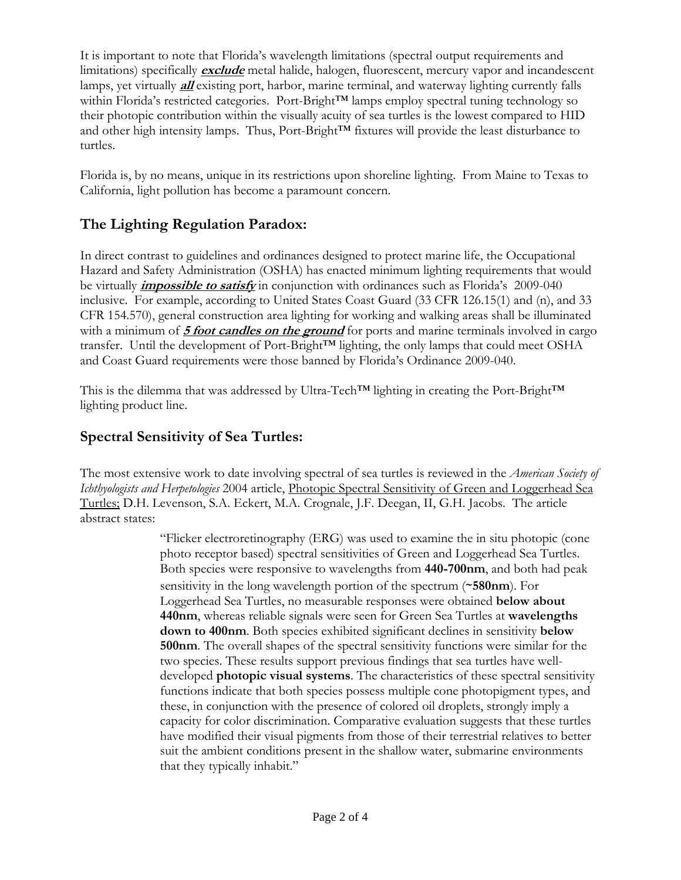It is important to note that Florida's wavelength limitations (spectral output requirements and limitations) specifically ***exclude*** metal halide, halogen, fluorescent, mercury vapor and incandescent lamps, yet virtually ***all*** existing port, harbor, marine terminal, and waterway lighting currently falls within Florida's restricted categories. Port-Bright™ lamps employ spectral tuning technology so their photopic contribution within the visually acuity of sea turtles is the lowest compared to HID and other high intensity lamps. Thus, Port-Bright™ fixtures will provide the least disturbance to turtles.

Florida is, by no means, unique in its restrictions upon shoreline lighting. From Maine to Texas to California, light pollution has become a paramount concern.

## The Lighting Regulation Paradox:

In direct contrast to guidelines and ordinances designed to protect marine life, the Occupational Hazard and Safety Administration (OSHA) has enacted minimum lighting requirements that would be virtually ***impossible to satisfy*** in conjunction with ordinances such as Florida's 2009-040 inclusive. For example, according to United States Coast Guard (33 CFR 126.15(1) and (n), and 33 CFR 154.570), general construction area lighting for working and walking areas shall be illuminated with a minimum of ***5 foot candles on the ground*** for ports and marine terminals involved in cargo transfer. Until the development of Port-Bright™ lighting, the only lamps that could meet OSHA and Coast Guard requirements were those banned by Florida's Ordinance 2009-040.

This is the dilemma that was addressed by Ultra-Tech™ lighting in creating the Port-Bright™ lighting product line.

## Spectral Sensitivity of Sea Turtles:

The most extensive work to date involving spectral of sea turtles is reviewed in the *American Society of Ichthyologists and Herpetologies* 2004 article, Photopic Spectral Sensitivity of Green and Loggerhead Sea Turtles; D.H. Levenson, S.A. Eckert, M.A. Crognale, J.F. Deegan, II, G.H. Jacobs. The article abstract states:

> "Flicker electroretinography (ERG) was used to examine the in situ photopic (cone photo receptor based) spectral sensitivities of Green and Loggerhead Sea Turtles. Both species were responsive to wavelengths from **440-700nm**, and both had peak sensitivity in the long wavelength portion of the spectrum (**~580nm**). For Loggerhead Sea Turtles, no measurable responses were obtained **below about 440nm**, whereas reliable signals were seen for Green Sea Turtles at **wavelengths down to 400nm**. Both species exhibited significant declines in sensitivity **below 500nm**. The overall shapes of the spectral sensitivity functions were similar for the two species. These results support previous findings that sea turtles have well-developed **photopic visual systems**. The characteristics of these spectral sensitivity functions indicate that both species possess multiple cone photopigment types, and these, in conjunction with the presence of colored oil droplets, strongly imply a capacity for color discrimination. Comparative evaluation suggests that these turtles have modified their visual pigments from those of their terrestrial relatives to better suit the ambient conditions present in the shallow water, submarine environments that they typically inhabit."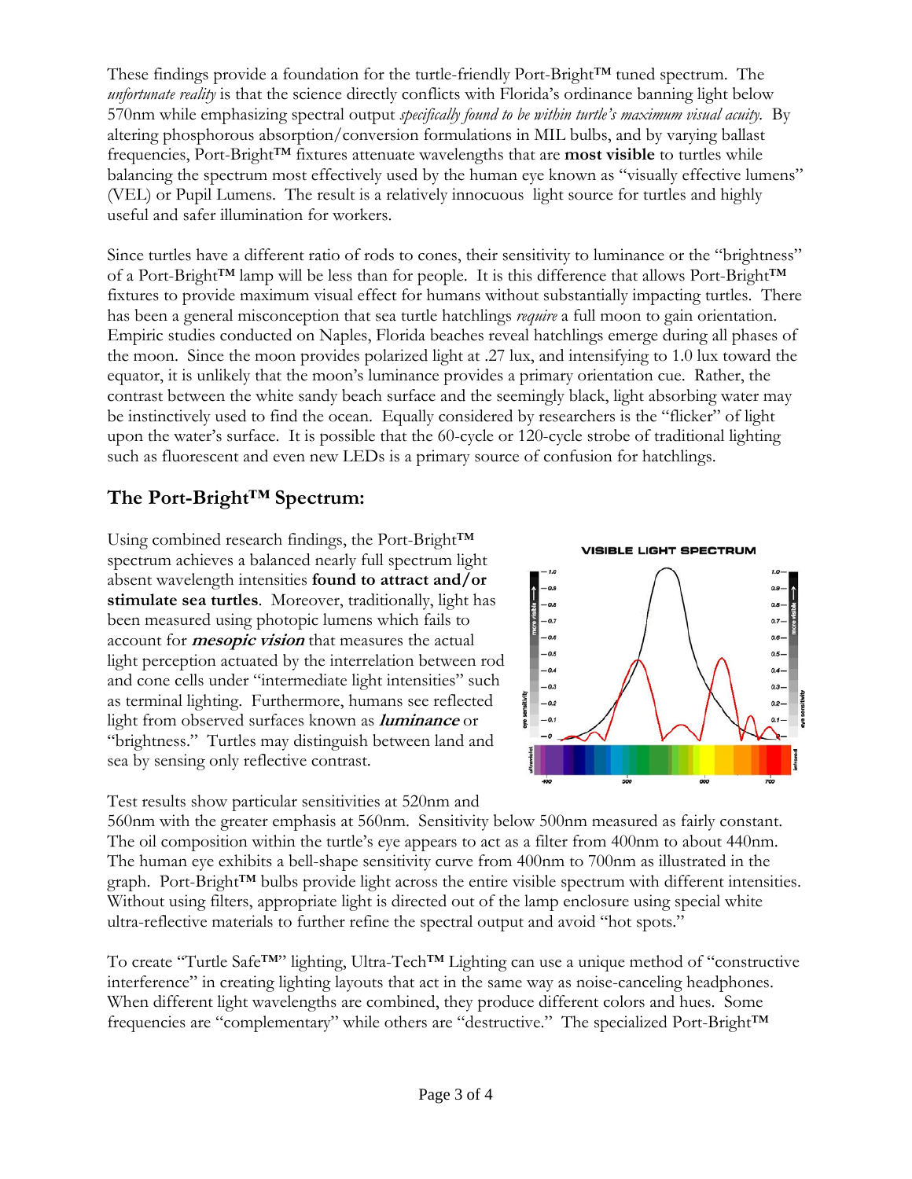These findings provide a foundation for the turtle-friendly Port-Bright™ tuned spectrum. The *unfortunate reality* is that the science directly conflicts with Florida's ordinance banning light below 570nm while emphasizing spectral output *specifically found to be within turtle's maximum visual acuity*. By altering phosphorous absorption/conversion formulations in MIL bulbs, and by varying ballast frequencies, Port-Bright™ fixtures attenuate wavelengths that are **most visible** to turtles while balancing the spectrum most effectively used by the human eye known as "visually effective lumens" (VEL) or Pupil Lumens. The result is a relatively innocuous light source for turtles and highly useful and safer illumination for workers.

Since turtles have a different ratio of rods to cones, their sensitivity to luminance or the "brightness" of a Port-Bright™ lamp will be less than for people. It is this difference that allows Port-Bright™ fixtures to provide maximum visual effect for humans without substantially impacting turtles. There has been a general misconception that sea turtle hatchlings *require* a full moon to gain orientation. Empiric studies conducted on Naples, Florida beaches reveal hatchlings emerge during all phases of the moon. Since the moon provides polarized light at .27 lux, and intensifying to 1.0 lux toward the equator, it is unlikely that the moon's luminance provides a primary orientation cue. Rather, the contrast between the white sandy beach surface and the seemingly black, light absorbing water may be instinctively used to find the ocean. Equally considered by researchers is the "flicker" of light upon the water's surface. It is possible that the 60-cycle or 120-cycle strobe of traditional lighting such as fluorescent and even new LEDs is a primary source of confusion for hatchlings.

## The Port-Bright™ Spectrum:

Using combined research findings, the Port-Bright™ spectrum achieves a balanced nearly full spectrum light absent wavelength intensities **found to attract and/or stimulate sea turtles**. Moreover, traditionally, light has been measured using photopic lumens which fails to account for ***mesopic vision*** that measures the actual light perception actuated by the interrelation between rod and cone cells under "intermediate light intensities" such as terminal lighting. Furthermore, humans see reflected light from observed surfaces known as ***luminance*** or "brightness." Turtles may distinguish between land and sea by sensing only reflective contrast.

Test results show particular sensitivities at 520nm and 560nm with the greater emphasis at 560nm. Sensitivity below 500nm measured as fairly constant. The oil composition within the turtle's eye appears to act as a filter from 400nm to about 440nm. The human eye exhibits a bell-shape sensitivity curve from 400nm to 700nm as illustrated in the graph. Port-Bright™ bulbs provide light across the entire visible spectrum with different intensities. Without using filters, appropriate light is directed out of the lamp enclosure using special white ultra-reflective materials to further refine the spectral output and avoid "hot spots."

To create "Turtle Safe™" lighting, Ultra-Tech™ Lighting can use a unique method of "constructive interference" in creating lighting layouts that act in the same way as noise-canceling headphones. When different light wavelengths are combined, they produce different colors and hues. Some frequencies are "complementary" while others are "destructive." The specialized Port-Bright™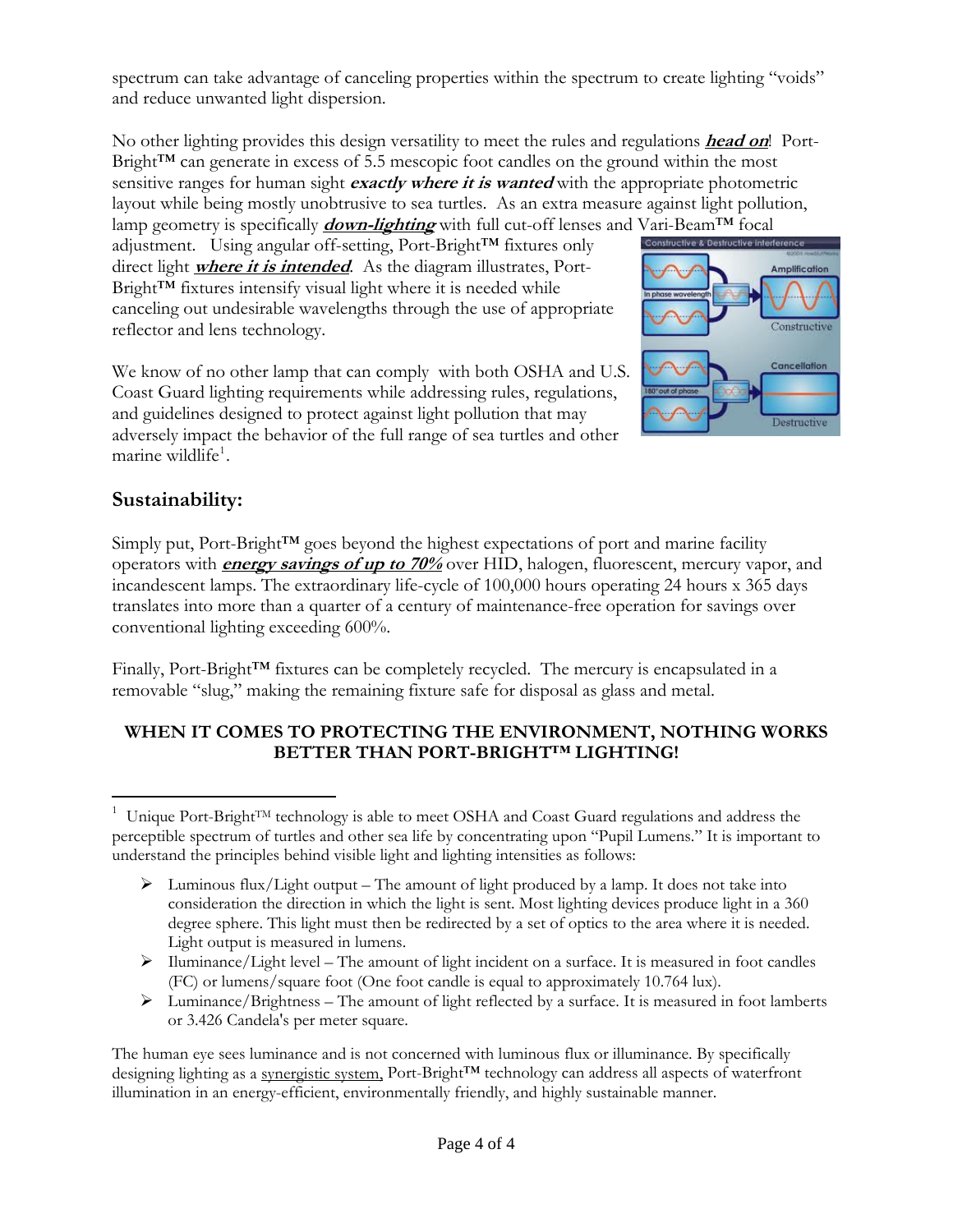spectrum can take advantage of canceling properties within the spectrum to create lighting "voids" and reduce unwanted light dispersion.

No other lighting provides this design versatility to meet the rules and regulations ***head on***! Port-Bright™ can generate in excess of 5.5 mescopic foot candles on the ground within the most sensitive ranges for human sight ***exactly where it is wanted*** with the appropriate photometric layout while being mostly unobtrusive to sea turtles. As an extra measure against light pollution, lamp geometry is specifically ***down-lighting*** with full cut-off lenses and Vari-Beam™ focal adjustment. Using angular off-setting, Port-Bright™ fixtures only direct light ***where it is intended***. As the diagram illustrates, Port-Bright™ fixtures intensify visual light where it is needed while canceling out undesirable wavelengths through the use of appropriate reflector and lens technology.

Constructive & Destructive interference

In phase wavelength

Amplification

Constructive

180° out of phase

Cancellation

Destructive

We know of no other lamp that can comply with both OSHA and U.S. Coast Guard lighting requirements while addressing rules, regulations, and guidelines designed to protect against light pollution that may adversely impact the behavior of the full range of sea turtles and other marine wildlife[1].

## Sustainability:

Simply put, Port-Bright™ goes beyond the highest expectations of port and marine facility operators with ***energy savings of up to 70%*** over HID, halogen, fluorescent, mercury vapor, and incandescent lamps. The extraordinary life-cycle of 100,000 hours operating 24 hours x 365 days translates into more than a quarter of a century of maintenance-free operation for savings over conventional lighting exceeding 600%.

Finally, Port-Bright™ fixtures can be completely recycled. The mercury is encapsulated in a removable "slug," making the remaining fixture safe for disposal as glass and metal.

**WHEN IT COMES TO PROTECTING THE ENVIRONMENT, NOTHING WORKS BETTER THAN PORT-BRIGHT™ LIGHTING!**

---

[1] Unique Port-Bright™ technology is able to meet OSHA and Coast Guard regulations and address the perceptible spectrum of turtles and other sea life by concentrating upon "Pupil Lumens." It is important to understand the principles behind visible light and lighting intensities as follows:

- Luminous flux/Light output – The amount of light produced by a lamp. It does not take into consideration the direction in which the light is sent. Most lighting devices produce light in a 360 degree sphere. This light must then be redirected by a set of optics to the area where it is needed. Light output is measured in lumens.
- Iluminance/Light level – The amount of light incident on a surface. It is measured in foot candles (FC) or lumens/square foot (One foot candle is equal to approximately 10.764 lux).
- Luminance/Brightness – The amount of light reflected by a surface. It is measured in foot lamberts or 3.426 Candela's per meter square.

The human eye sees luminance and is not concerned with luminous flux or illuminance. By specifically designing lighting as a synergistic system, Port-Bright™ technology can address all aspects of waterfront illumination in an energy-efficient, environmentally friendly, and highly sustainable manner.